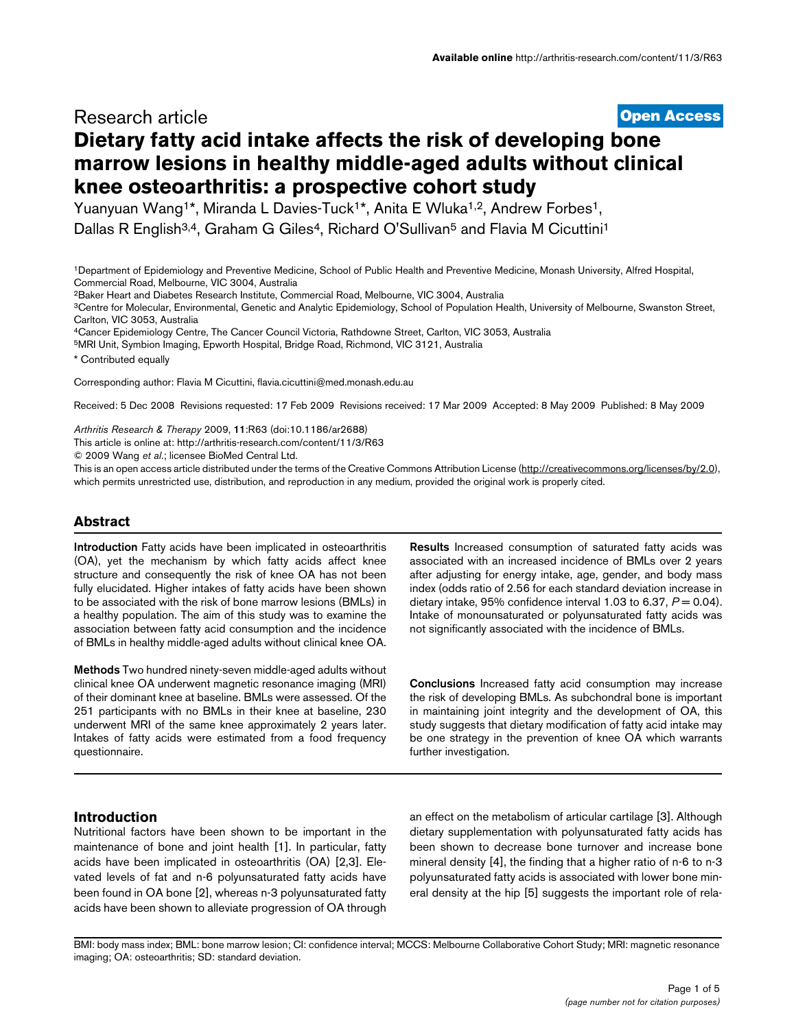Research article

**Open Access**

# Dietary fatty acid intake affects the risk of developing bone marrow lesions in healthy middle-aged adults without clinical knee osteoarthritis: a prospective cohort study

Yuanyuan Wang[1]*, Miranda L Davies-Tuck[1]*, Anita E Wluka[1,2], Andrew Forbes[1], Dallas R English[3,4], Graham G Giles[4], Richard O'Sullivan[5] and Flavia M Cicuttini[1]

[1]Department of Epidemiology and Preventive Medicine, School of Public Health and Preventive Medicine, Monash University, Alfred Hospital, Commercial Road, Melbourne, VIC 3004, Australia
[2]Baker Heart and Diabetes Research Institute, Commercial Road, Melbourne, VIC 3004, Australia
[3]Centre for Molecular, Environmental, Genetic and Analytic Epidemiology, School of Population Health, University of Melbourne, Swanston Street, Carlton, VIC 3053, Australia
[4]Cancer Epidemiology Centre, The Cancer Council Victoria, Rathdowne Street, Carlton, VIC 3053, Australia
[5]MRI Unit, Symbion Imaging, Epworth Hospital, Bridge Road, Richmond, VIC 3121, Australia

\* Contributed equally

Corresponding author: Flavia M Cicuttini, flavia.cicuttini@med.monash.edu.au

Received: 5 Dec 2008 Revisions requested: 17 Feb 2009 Revisions received: 17 Mar 2009 Accepted: 8 May 2009 Published: 8 May 2009

*Arthritis Research & Therapy* 2009, **11**:R63 (doi:10.1186/ar2688)

This article is online at: http://arthritis-research.com/content/11/3/R63

© 2009 Wang *et al.*; licensee BioMed Central Ltd.

This is an open access article distributed under the terms of the Creative Commons Attribution License (http://creativecommons.org/licenses/by/2.0), which permits unrestricted use, distribution, and reproduction in any medium, provided the original work is properly cited.

## Abstract

**Introduction** Fatty acids have been implicated in osteoarthritis (OA), yet the mechanism by which fatty acids affect knee structure and consequently the risk of knee OA has not been fully elucidated. Higher intakes of fatty acids have been shown to be associated with the risk of bone marrow lesions (BMLs) in a healthy population. The aim of this study was to examine the association between fatty acid consumption and the incidence of BMLs in healthy middle-aged adults without clinical knee OA.

**Methods** Two hundred ninety-seven middle-aged adults without clinical knee OA underwent magnetic resonance imaging (MRI) of their dominant knee at baseline. BMLs were assessed. Of the 251 participants with no BMLs in their knee at baseline, 230 underwent MRI of the same knee approximately 2 years later. Intakes of fatty acids were estimated from a food frequency questionnaire.

**Results** Increased consumption of saturated fatty acids was associated with an increased incidence of BMLs over 2 years after adjusting for energy intake, age, gender, and body mass index (odds ratio of 2.56 for each standard deviation increase in dietary intake, 95% confidence interval 1.03 to 6.37, $P = 0.04$). Intake of monounsaturated or polyunsaturated fatty acids was not significantly associated with the incidence of BMLs.

**Conclusions** Increased fatty acid consumption may increase the risk of developing BMLs. As subchondral bone is important in maintaining joint integrity and the development of OA, this study suggests that dietary modification of fatty acid intake may be one strategy in the prevention of knee OA which warrants further investigation.

## Introduction

Nutritional factors have been shown to be important in the maintenance of bone and joint health [1]. In particular, fatty acids have been implicated in osteoarthritis (OA) [2,3]. Elevated levels of fat and n-6 polyunsaturated fatty acids have been found in OA bone [2], whereas n-3 polyunsaturated fatty acids have been shown to alleviate progression of OA through an effect on the metabolism of articular cartilage [3]. Although dietary supplementation with polyunsaturated fatty acids has been shown to decrease bone turnover and increase bone mineral density [4], the finding that a higher ratio of n-6 to n-3 polyunsaturated fatty acids is associated with lower bone mineral density at the hip [5] suggests the important role of rela-

BMI: body mass index; BML: bone marrow lesion; CI: confidence interval; MCCS: Melbourne Collaborative Cohort Study; MRI: magnetic resonance imaging; OA: osteoarthritis; SD: standard deviation.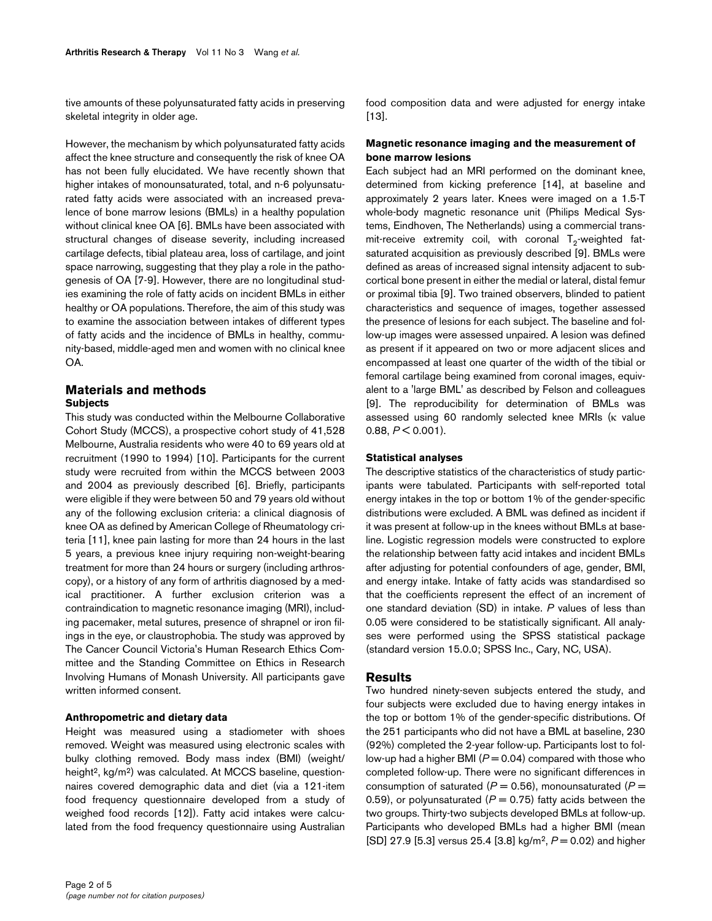tive amounts of these polyunsaturated fatty acids in preserving skeletal integrity in older age.

However, the mechanism by which polyunsaturated fatty acids affect the knee structure and consequently the risk of knee OA has not been fully elucidated. We have recently shown that higher intakes of monounsaturated, total, and n-6 polyunsaturated fatty acids were associated with an increased prevalence of bone marrow lesions (BMLs) in a healthy population without clinical knee OA [6]. BMLs have been associated with structural changes of disease severity, including increased cartilage defects, tibial plateau area, loss of cartilage, and joint space narrowing, suggesting that they play a role in the pathogenesis of OA [7-9]. However, there are no longitudinal studies examining the role of fatty acids on incident BMLs in either healthy or OA populations. Therefore, the aim of this study was to examine the association between intakes of different types of fatty acids and the incidence of BMLs in healthy, community-based, middle-aged men and women with no clinical knee OA.

## Materials and methods

### Subjects

This study was conducted within the Melbourne Collaborative Cohort Study (MCCS), a prospective cohort study of 41,528 Melbourne, Australia residents who were 40 to 69 years old at recruitment (1990 to 1994) [10]. Participants for the current study were recruited from within the MCCS between 2003 and 2004 as previously described [6]. Briefly, participants were eligible if they were between 50 and 79 years old without any of the following exclusion criteria: a clinical diagnosis of knee OA as defined by American College of Rheumatology criteria [11], knee pain lasting for more than 24 hours in the last 5 years, a previous knee injury requiring non-weight-bearing treatment for more than 24 hours or surgery (including arthroscopy), or a history of any form of arthritis diagnosed by a medical practitioner. A further exclusion criterion was a contraindication to magnetic resonance imaging (MRI), including pacemaker, metal sutures, presence of shrapnel or iron filings in the eye, or claustrophobia. The study was approved by The Cancer Council Victoria's Human Research Ethics Committee and the Standing Committee on Ethics in Research Involving Humans of Monash University. All participants gave written informed consent.

### Anthropometric and dietary data

Height was measured using a stadiometer with shoes removed. Weight was measured using electronic scales with bulky clothing removed. Body mass index (BMI) (weight/height$^2$, kg/m$^2$) was calculated. At MCCS baseline, questionnaires covered demographic data and diet (via a 121-item food frequency questionnaire developed from a study of weighed food records [12]). Fatty acid intakes were calculated from the food frequency questionnaire using Australian food composition data and were adjusted for energy intake [13].

### Magnetic resonance imaging and the measurement of bone marrow lesions

Each subject had an MRI performed on the dominant knee, determined from kicking preference [14], at baseline and approximately 2 years later. Knees were imaged on a 1.5-T whole-body magnetic resonance unit (Philips Medical Systems, Eindhoven, The Netherlands) using a commercial transmit-receive extremity coil, with coronal $T_2$-weighted fat-saturated acquisition as previously described [9]. BMLs were defined as areas of increased signal intensity adjacent to subcortical bone present in either the medial or lateral, distal femur or proximal tibia [9]. Two trained observers, blinded to patient characteristics and sequence of images, together assessed the presence of lesions for each subject. The baseline and follow-up images were assessed unpaired. A lesion was defined as present if it appeared on two or more adjacent slices and encompassed at least one quarter of the width of the tibial or femoral cartilage being examined from coronal images, equivalent to a 'large BML' as described by Felson and colleagues [9]. The reproducibility for determination of BMLs was assessed using 60 randomly selected knee MRIs (κ value 0.88, $P < 0.001$).

### Statistical analyses

The descriptive statistics of the characteristics of study participants were tabulated. Participants with self-reported total energy intakes in the top or bottom 1% of the gender-specific distributions were excluded. A BML was defined as incident if it was present at follow-up in the knees without BMLs at baseline. Logistic regression models were constructed to explore the relationship between fatty acid intakes and incident BMLs after adjusting for potential confounders of age, gender, BMI, and energy intake. Intake of fatty acids was standardised so that the coefficients represent the effect of an increment of one standard deviation (SD) in intake. *P* values of less than 0.05 were considered to be statistically significant. All analyses were performed using the SPSS statistical package (standard version 15.0.0; SPSS Inc., Cary, NC, USA).

## Results

Two hundred ninety-seven subjects entered the study, and four subjects were excluded due to having energy intakes in the top or bottom 1% of the gender-specific distributions. Of the 251 participants who did not have a BML at baseline, 230 (92%) completed the 2-year follow-up. Participants lost to follow-up had a higher BMI ($P = 0.04$) compared with those who completed follow-up. There were no significant differences in consumption of saturated ($P = 0.56$), monounsaturated ($P = 0.59$), or polyunsaturated ($P = 0.75$) fatty acids between the two groups. Thirty-two subjects developed BMLs at follow-up. Participants who developed BMLs had a higher BMI (mean [SD] 27.9 [5.3] versus 25.4 [3.8] kg/m$^2$, $P = 0.02$) and higher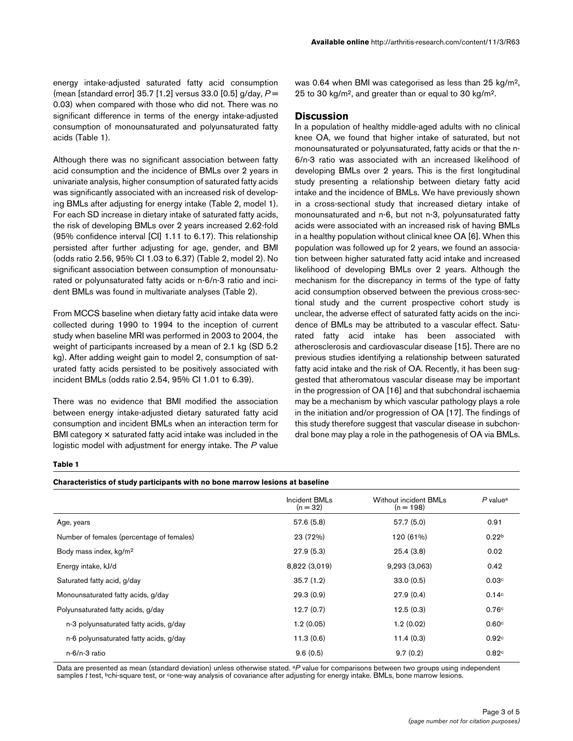energy intake-adjusted saturated fatty acid consumption (mean [standard error] 35.7 [1.2] versus 33.0 [0.5] g/day, $P = 0.03$) when compared with those who did not. There was no significant difference in terms of the energy intake-adjusted consumption of monounsaturated and polyunsaturated fatty acids (Table 1).

Although there was no significant association between fatty acid consumption and the incidence of BMLs over 2 years in univariate analysis, higher consumption of saturated fatty acids was significantly associated with an increased risk of developing BMLs after adjusting for energy intake (Table 2, model 1). For each SD increase in dietary intake of saturated fatty acids, the risk of developing BMLs over 2 years increased 2.62-fold (95% confidence interval [CI] 1.11 to 6.17). This relationship persisted after further adjusting for age, gender, and BMI (odds ratio 2.56, 95% CI 1.03 to 6.37) (Table 2, model 2). No significant association between consumption of monounsaturated or polyunsaturated fatty acids or n-6/n-3 ratio and incident BMLs was found in multivariate analyses (Table 2).

From MCCS baseline when dietary fatty acid intake data were collected during 1990 to 1994 to the inception of current study when baseline MRI was performed in 2003 to 2004, the weight of participants increased by a mean of 2.1 kg (SD 5.2 kg). After adding weight gain to model 2, consumption of saturated fatty acids persisted to be positively associated with incident BMLs (odds ratio 2.54, 95% CI 1.01 to 6.39).

There was no evidence that BMI modified the association between energy intake-adjusted dietary saturated fatty acid consumption and incident BMLs when an interaction term for BMI category × saturated fatty acid intake was included in the logistic model with adjustment for energy intake. The $P$ value was 0.64 when BMI was categorised as less than 25 kg/m$^2$, 25 to 30 kg/m$^2$, and greater than or equal to 30 kg/m$^2$.

## Discussion

In a population of healthy middle-aged adults with no clinical knee OA, we found that higher intake of saturated, but not monounsaturated or polyunsaturated, fatty acids or that the n-6/n-3 ratio was associated with an increased likelihood of developing BMLs over 2 years. This is the first longitudinal study presenting a relationship between dietary fatty acid intake and the incidence of BMLs. We have previously shown in a cross-sectional study that increased dietary intake of monounsaturated and n-6, but not n-3, polyunsaturated fatty acids were associated with an increased risk of having BMLs in a healthy population without clinical knee OA [6]. When this population was followed up for 2 years, we found an association between higher saturated fatty acid intake and increased likelihood of developing BMLs over 2 years. Although the mechanism for the discrepancy in terms of the type of fatty acid consumption observed between the previous cross-sectional study and the current prospective cohort study is unclear, the adverse effect of saturated fatty acids on the incidence of BMLs may be attributed to a vascular effect. Saturated fatty acid intake has been associated with atherosclerosis and cardiovascular disease [15]. There are no previous studies identifying a relationship between saturated fatty acid intake and the risk of OA. Recently, it has been suggested that atheromatous vascular disease may be important in the progression of OA [16] and that subchondral ischaemia may be a mechanism by which vascular pathology plays a role in the initiation and/or progression of OA [17]. The findings of this study therefore suggest that vascular disease in subchondral bone may play a role in the pathogenesis of OA via BMLs.

**Table 1**

**Characteristics of study participants with no bone marrow lesions at baseline**

| | Incident BMLs (n = 32) | Without incident BMLs (n = 198) | $P$ value[a] |
|---|---|---|---|
| Age, years | 57.6 (5.8) | 57.7 (5.0) | 0.91 |
| Number of females (percentage of females) | 23 (72%) | 120 (61%) | 0.22[b] |
| Body mass index, kg/m$^2$ | 27.9 (5.3) | 25.4 (3.8) | 0.02 |
| Energy intake, kJ/d | 8,822 (3,019) | 9,293 (3,063) | 0.42 |
| Saturated fatty acid, g/day | 35.7 (1.2) | 33.0 (0.5) | 0.03[c] |
| Monounsaturated fatty acids, g/day | 29.3 (0.9) | 27.9 (0.4) | 0.14[c] |
| Polyunsaturated fatty acids, g/day | 12.7 (0.7) | 12.5 (0.3) | 0.76[c] |
| n-3 polyunsaturated fatty acids, g/day | 1.2 (0.05) | 1.2 (0.02) | 0.60[c] |
| n-6 polyunsaturated fatty acids, g/day | 11.3 (0.6) | 11.4 (0.3) | 0.92[c] |
| n-6/n-3 ratio | 9.6 (0.5) | 9.7 (0.2) | 0.82[c] |

Data are presented as mean (standard deviation) unless otherwise stated. [a]$P$ value for comparisons between two groups using independent samples $t$ test, [b]chi-square test, or [c]one-way analysis of covariance after adjusting for energy intake. BMLs, bone marrow lesions.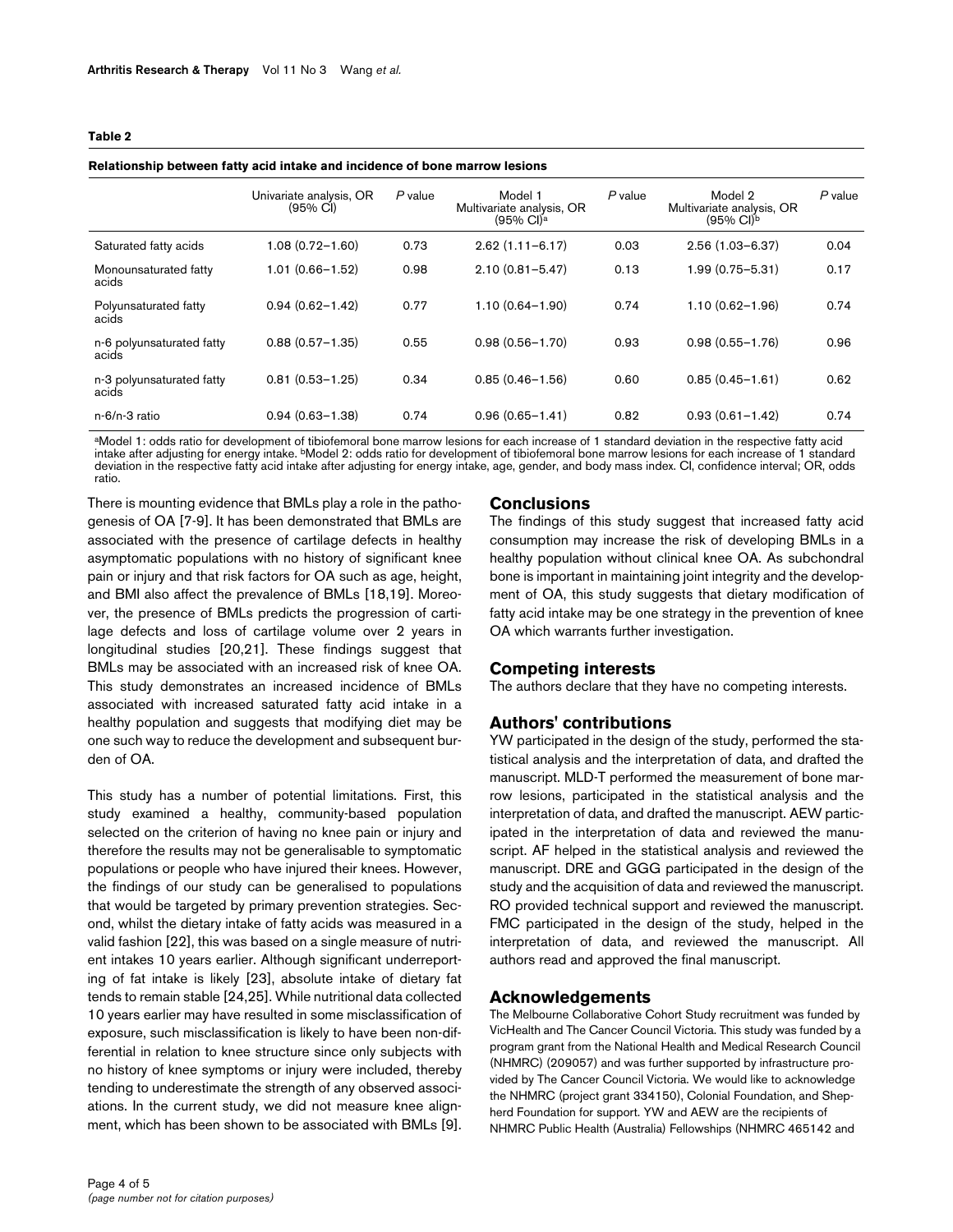**Table 2**

**Relationship between fatty acid intake and incidence of bone marrow lesions**

| | Univariate analysis, OR (95% CI) | P value | Model 1 Multivariate analysis, OR (95% CI)[a] | P value | Model 2 Multivariate analysis, OR (95% CI)[b] | P value |
|---|---|---|---|---|---|---|
| Saturated fatty acids | 1.08 (0.72–1.60) | 0.73 | 2.62 (1.11–6.17) | 0.03 | 2.56 (1.03–6.37) | 0.04 |
| Monounsaturated fatty acids | 1.01 (0.66–1.52) | 0.98 | 2.10 (0.81–5.47) | 0.13 | 1.99 (0.75–5.31) | 0.17 |
| Polyunsaturated fatty acids | 0.94 (0.62–1.42) | 0.77 | 1.10 (0.64–1.90) | 0.74 | 1.10 (0.62–1.96) | 0.74 |
| n-6 polyunsaturated fatty acids | 0.88 (0.57–1.35) | 0.55 | 0.98 (0.56–1.70) | 0.93 | 0.98 (0.55–1.76) | 0.96 |
| n-3 polyunsaturated fatty acids | 0.81 (0.53–1.25) | 0.34 | 0.85 (0.46–1.56) | 0.60 | 0.85 (0.45–1.61) | 0.62 |
| n-6/n-3 ratio | 0.94 (0.63–1.38) | 0.74 | 0.96 (0.65–1.41) | 0.82 | 0.93 (0.61–1.42) | 0.74 |

[a]Model 1: odds ratio for development of tibiofemoral bone marrow lesions for each increase of 1 standard deviation in the respective fatty acid intake after adjusting for energy intake. [b]Model 2: odds ratio for development of tibiofemoral bone marrow lesions for each increase of 1 standard deviation in the respective fatty acid intake after adjusting for energy intake, age, gender, and body mass index. CI, confidence interval; OR, odds ratio.

There is mounting evidence that BMLs play a role in the pathogenesis of OA [7-9]. It has been demonstrated that BMLs are associated with the presence of cartilage defects in healthy asymptomatic populations with no history of significant knee pain or injury and that risk factors for OA such as age, height, and BMI also affect the prevalence of BMLs [18,19]. Moreover, the presence of BMLs predicts the progression of cartilage defects and loss of cartilage volume over 2 years in longitudinal studies [20,21]. These findings suggest that BMLs may be associated with an increased risk of knee OA. This study demonstrates an increased incidence of BMLs associated with increased saturated fatty acid intake in a healthy population and suggests that modifying diet may be one such way to reduce the development and subsequent burden of OA.

This study has a number of potential limitations. First, this study examined a healthy, community-based population selected on the criterion of having no knee pain or injury and therefore the results may not be generalisable to symptomatic populations or people who have injured their knees. However, the findings of our study can be generalised to populations that would be targeted by primary prevention strategies. Second, whilst the dietary intake of fatty acids was measured in a valid fashion [22], this was based on a single measure of nutrient intakes 10 years earlier. Although significant underreporting of fat intake is likely [23], absolute intake of dietary fat tends to remain stable [24,25]. While nutritional data collected 10 years earlier may have resulted in some misclassification of exposure, such misclassification is likely to have been non-differential in relation to knee structure since only subjects with no history of knee symptoms or injury were included, thereby tending to underestimate the strength of any observed associations. In the current study, we did not measure knee alignment, which has been shown to be associated with BMLs [9].

## Conclusions

The findings of this study suggest that increased fatty acid consumption may increase the risk of developing BMLs in a healthy population without clinical knee OA. As subchondral bone is important in maintaining joint integrity and the development of OA, this study suggests that dietary modification of fatty acid intake may be one strategy in the prevention of knee OA which warrants further investigation.

## Competing interests

The authors declare that they have no competing interests.

## Authors' contributions

YW participated in the design of the study, performed the statistical analysis and the interpretation of data, and drafted the manuscript. MLD-T performed the measurement of bone marrow lesions, participated in the statistical analysis and the interpretation of data, and drafted the manuscript. AEW participated in the interpretation of data and reviewed the manuscript. AF helped in the statistical analysis and reviewed the manuscript. DRE and GGG participated in the design of the study and the acquisition of data and reviewed the manuscript. RO provided technical support and reviewed the manuscript. FMC participated in the design of the study, helped in the interpretation of data, and reviewed the manuscript. All authors read and approved the final manuscript.

## Acknowledgements

The Melbourne Collaborative Cohort Study recruitment was funded by VicHealth and The Cancer Council Victoria. This study was funded by a program grant from the National Health and Medical Research Council (NHMRC) (209057) and was further supported by infrastructure provided by The Cancer Council Victoria. We would like to acknowledge the NHMRC (project grant 334150), Colonial Foundation, and Shepherd Foundation for support. YW and AEW are the recipients of NHMRC Public Health (Australia) Fellowships (NHMRC 465142 and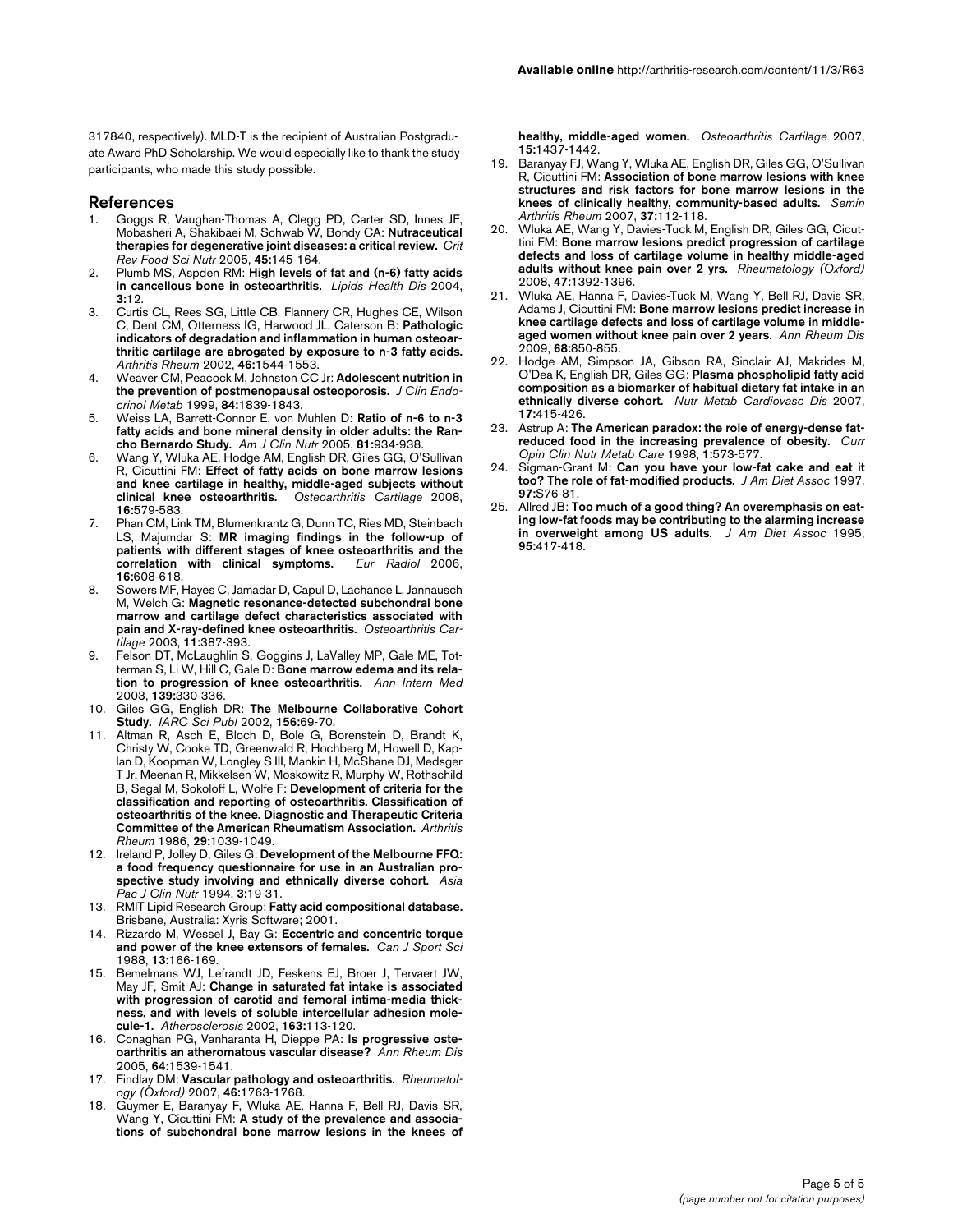317840, respectively). MLD-T is the recipient of Australian Postgraduate Award PhD Scholarship. We would especially like to thank the study participants, who made this study possible.

## References

1. Goggs R, Vaughan-Thomas A, Clegg PD, Carter SD, Innes JF, Mobasheri A, Shakibaei M, Schwab W, Bondy CA: **Nutraceutical therapies for degenerative joint diseases: a critical review.** *Crit Rev Food Sci Nutr* 2005, **45:**145-164.
2. Plumb MS, Aspden RM: **High levels of fat and (n-6) fatty acids in cancellous bone in osteoarthritis.** *Lipids Health Dis* 2004, **3:**12.
3. Curtis CL, Rees SG, Little CB, Flannery CR, Hughes CE, Wilson C, Dent CM, Otterness IG, Harwood JL, Caterson B: **Pathologic indicators of degradation and inflammation in human osteoarthritic cartilage are abrogated by exposure to n-3 fatty acids.** *Arthritis Rheum* 2002, **46:**1544-1553.
4. Weaver CM, Peacock M, Johnston CC Jr: **Adolescent nutrition in the prevention of postmenopausal osteoporosis.** *J Clin Endocrinol Metab* 1999, **84:**1839-1843.
5. Weiss LA, Barrett-Connor E, von Muhlen D: **Ratio of n-6 to n-3 fatty acids and bone mineral density in older adults: the Rancho Bernardo Study.** *Am J Clin Nutr* 2005, **81:**934-938.
6. Wang Y, Wluka AE, Hodge AM, English DR, Giles GG, O'Sullivan R, Cicuttini FM: **Effect of fatty acids on bone marrow lesions and knee cartilage in healthy, middle-aged subjects without clinical knee osteoarthritis.** *Osteoarthritis Cartilage* 2008, **16:**579-583.
7. Phan CM, Link TM, Blumenkrantz G, Dunn TC, Ries MD, Steinbach LS, Majumdar S: **MR imaging findings in the follow-up of patients with different stages of knee osteoarthritis and the correlation with clinical symptoms.** *Eur Radiol* 2006, **16:**608-618.
8. Sowers MF, Hayes C, Jamadar D, Capul D, Lachance L, Jannausch M, Welch G: **Magnetic resonance-detected subchondral bone marrow and cartilage defect characteristics associated with pain and X-ray-defined knee osteoarthritis.** *Osteoarthritis Cartilage* 2003, **11:**387-393.
9. Felson DT, McLaughlin S, Goggins J, LaValley MP, Gale ME, Totterman S, Li W, Hill C, Gale D: **Bone marrow edema and its relation to progression of knee osteoarthritis.** *Ann Intern Med* 2003, **139:**330-336.
10. Giles GG, English DR: **The Melbourne Collaborative Cohort Study.** *IARC Sci Publ* 2002, **156:**69-70.
11. Altman R, Asch E, Bloch D, Bole G, Borenstein D, Brandt K, Christy W, Cooke TD, Greenwald R, Hochberg M, Howell D, Kaplan D, Koopman W, Longley S III, Mankin H, McShane DJ, Medsger T Jr, Meenan R, Mikkelsen W, Moskowitz R, Murphy W, Rothschild B, Segal M, Sokoloff L, Wolfe F: **Development of criteria for the classification and reporting of osteoarthritis. Classification of osteoarthritis of the knee. Diagnostic and Therapeutic Criteria Committee of the American Rheumatism Association.** *Arthritis Rheum* 1986, **29:**1039-1049.
12. Ireland P, Jolley D, Giles G: **Development of the Melbourne FFQ: a food frequency questionnaire for use in an Australian prospective study involving and ethnically diverse cohort.** *Asia Pac J Clin Nutr* 1994, **3:**19-31.
13. RMIT Lipid Research Group: **Fatty acid compositional database.** Brisbane, Australia: Xyris Software; 2001.
14. Rizzardo M, Wessel J, Bay G: **Eccentric and concentric torque and power of the knee extensors of females.** *Can J Sport Sci* 1988, **13:**166-169.
15. Bemelmans WJ, Lefrandt JD, Feskens EJ, Broer J, Tervaert JW, May JF, Smit AJ: **Change in saturated fat intake is associated with progression of carotid and femoral intima-media thickness, and with levels of soluble intercellular adhesion molecule-1.** *Atherosclerosis* 2002, **163:**113-120.
16. Conaghan PG, Vanharanta H, Dieppe PA: **Is progressive osteoarthritis an atheromatous vascular disease?** *Ann Rheum Dis* 2005, **64:**1539-1541.
17. Findlay DM: **Vascular pathology and osteoarthritis.** *Rheumatology (Oxford)* 2007, **46:**1763-1768.
18. Guymer E, Baranyay F, Wluka AE, Hanna F, Bell RJ, Davis SR, Wang Y, Cicuttini FM: **A study of the prevalence and associations of subchondral bone marrow lesions in the knees of healthy, middle-aged women.** *Osteoarthritis Cartilage* 2007, **15:**1437-1442.
19. Baranyay FJ, Wang Y, Wluka AE, English DR, Giles GG, O'Sullivan R, Cicuttini FM: **Association of bone marrow lesions with knee structures and risk factors for bone marrow lesions in the knees of clinically healthy, community-based adults.** *Semin Arthritis Rheum* 2007, **37:**112-118.
20. Wluka AE, Wang Y, Davies-Tuck M, English DR, Giles GG, Cicuttini FM: **Bone marrow lesions predict progression of cartilage defects and loss of cartilage volume in healthy middle-aged adults without knee pain over 2 yrs.** *Rheumatology (Oxford)* 2008, **47:**1392-1396.
21. Wluka AE, Hanna F, Davies-Tuck M, Wang Y, Bell RJ, Davis SR, Adams J, Cicuttini FM: **Bone marrow lesions predict increase in knee cartilage defects and loss of cartilage volume in middle-aged women without knee pain over 2 years.** *Ann Rheum Dis* 2009, **68:**850-855.
22. Hodge AM, Simpson JA, Gibson RA, Sinclair AJ, Makrides M, O'Dea K, English DR, Giles GG: **Plasma phospholipid fatty acid composition as a biomarker of habitual dietary fat intake in an ethnically diverse cohort.** *Nutr Metab Cardiovasc Dis* 2007, **17:**415-426.
23. Astrup A: **The American paradox: the role of energy-dense fat-reduced food in the increasing prevalence of obesity.** *Curr Opin Clin Nutr Metab Care* 1998, **1:**573-577.
24. Sigman-Grant M: **Can you have your low-fat cake and eat it too? The role of fat-modified products.** *J Am Diet Assoc* 1997, **97:**S76-81.
25. Allred JB: **Too much of a good thing? An overemphasis on eating low-fat foods may be contributing to the alarming increase in overweight among US adults.** *J Am Diet Assoc* 1995, **95:**417-418.